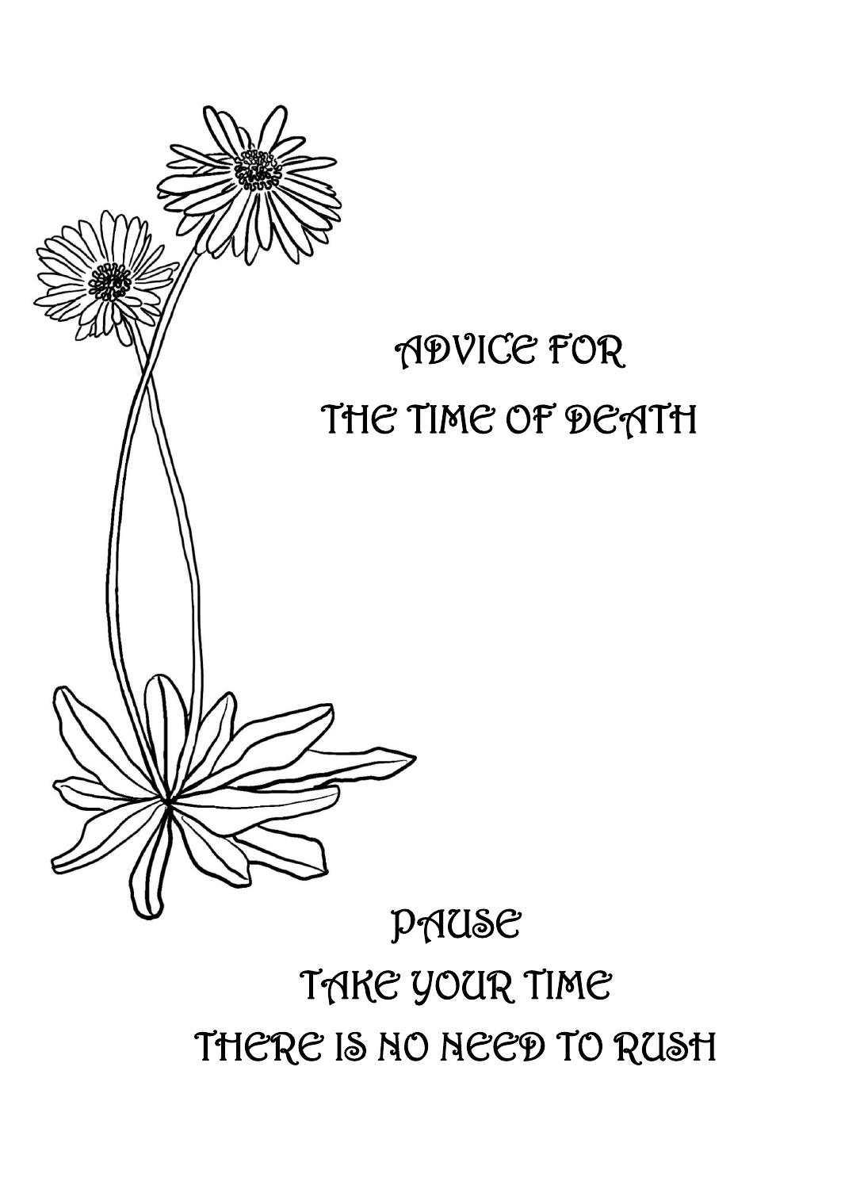# ADVICE FOR THE TIME OF DEATH

PAUSE

TAKE YOUR TIME

THERE IS NO NEED TO RUSH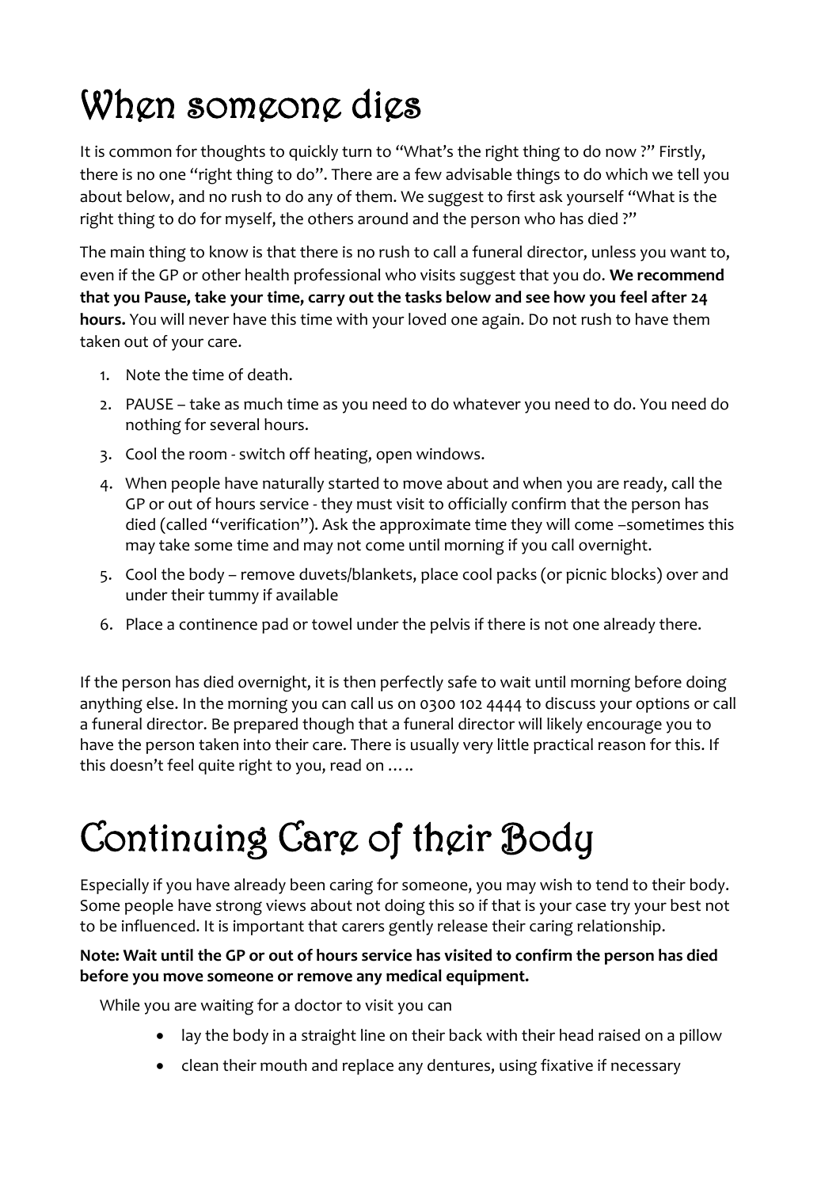# When someone dies

It is common for thoughts to quickly turn to "What's the right thing to do now ?" Firstly, there is no one "right thing to do". There are a few advisable things to do which we tell you about below, and no rush to do any of them. We suggest to first ask yourself "What is the right thing to do for myself, the others around and the person who has died ?"

The main thing to know is that there is no rush to call a funeral director, unless you want to, even if the GP or other health professional who visits suggest that you do. **We recommend that you Pause, take your time, carry out the tasks below and see how you feel after 24 hours.** You will never have this time with your loved one again. Do not rush to have them taken out of your care.

1. Note the time of death.
2. PAUSE – take as much time as you need to do whatever you need to do. You need do nothing for several hours.
3. Cool the room - switch off heating, open windows.
4. When people have naturally started to move about and when you are ready, call the GP or out of hours service - they must visit to officially confirm that the person has died (called "verification"). Ask the approximate time they will come –sometimes this may take some time and may not come until morning if you call overnight.
5. Cool the body – remove duvets/blankets, place cool packs (or picnic blocks) over and under their tummy if available
6. Place a continence pad or towel under the pelvis if there is not one already there.

If the person has died overnight, it is then perfectly safe to wait until morning before doing anything else. In the morning you can call us on 0300 102 4444 to discuss your options or call a funeral director. Be prepared though that a funeral director will likely encourage you to have the person taken into their care. There is usually very little practical reason for this. If this doesn't feel quite right to you, read on .….

# Continuing Care of their Body

Especially if you have already been caring for someone, you may wish to tend to their body. Some people have strong views about not doing this so if that is your case try your best not to be influenced. It is important that carers gently release their caring relationship.

**Note: Wait until the GP or out of hours service has visited to confirm the person has died before you move someone or remove any medical equipment.**

While you are waiting for a doctor to visit you can

- lay the body in a straight line on their back with their head raised on a pillow
- clean their mouth and replace any dentures, using fixative if necessary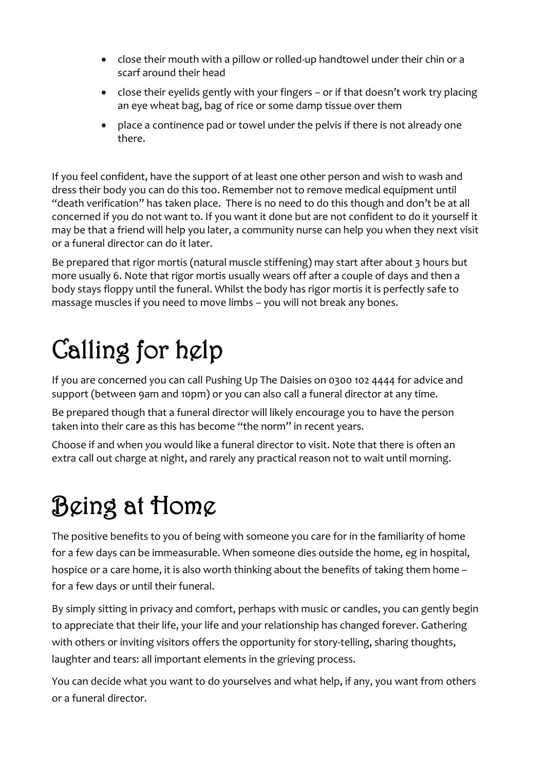- close their mouth with a pillow or rolled-up handtowel under their chin or a scarf around their head
- close their eyelids gently with your fingers – or if that doesn't work try placing an eye wheat bag, bag of rice or some damp tissue over them
- place a continence pad or towel under the pelvis if there is not already one there.

If you feel confident, have the support of at least one other person and wish to wash and dress their body you can do this too. Remember not to remove medical equipment until "death verification" has taken place. There is no need to do this though and don't be at all concerned if you do not want to. If you want it done but are not confident to do it yourself it may be that a friend will help you later, a community nurse can help you when they next visit or a funeral director can do it later.

Be prepared that rigor mortis (natural muscle stiffening) may start after about 3 hours but more usually 6. Note that rigor mortis usually wears off after a couple of days and then a body stays floppy until the funeral. Whilst the body has rigor mortis it is perfectly safe to massage muscles if you need to move limbs – you will not break any bones.

# Calling for help

If you are concerned you can call Pushing Up The Daisies on 0300 102 4444 for advice and support (between 9am and 10pm) or you can also call a funeral director at any time.

Be prepared though that a funeral director will likely encourage you to have the person taken into their care as this has become "the norm" in recent years.

Choose if and when *you* would like a funeral director to visit. Note that there is often an extra call out charge at night, and rarely any practical reason not to wait until morning.

# Being at Home

The positive benefits to you of being with someone you care for in the familiarity of home for a few days can be immeasurable. When someone dies outside the home, eg in hospital, hospice or a care home, it is also worth thinking about the benefits of taking them home – for a few days or until their funeral.

By simply sitting in privacy and comfort, perhaps with music or candles, you can gently begin to appreciate that their life, your life and your relationship has changed forever. Gathering with others or inviting visitors offers the opportunity for story-telling, sharing thoughts, laughter and tears: all important elements in the grieving process.

You can decide what you want to do yourselves and what help, if any, you want from others or a funeral director.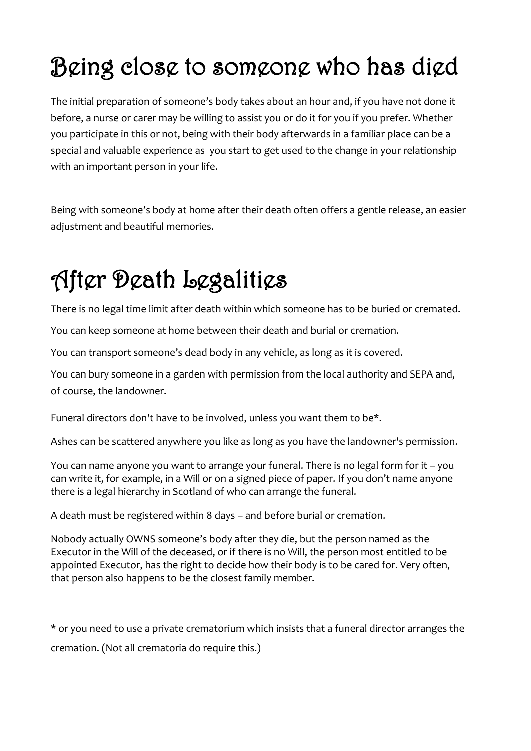# Being close to someone who has died

The initial preparation of someone's body takes about an hour and, if you have not done it before, a nurse or carer may be willing to assist you or do it for you if you prefer. Whether you participate in this or not, being with their body afterwards in a familiar place can be a special and valuable experience as you start to get used to the change in your relationship with an important person in your life.

Being with someone's body at home after their death often offers a gentle release, an easier adjustment and beautiful memories.

# After Death Legalities

There is no legal time limit after death within which someone has to be buried or cremated.

You can keep someone at home between their death and burial or cremation.

You can transport someone's dead body in any vehicle, as long as it is covered.

You can bury someone in a garden with permission from the local authority and SEPA and, of course, the landowner.

Funeral directors don't have to be involved, unless you want them to be*.

Ashes can be scattered anywhere you like as long as you have the landowner's permission.

You can name anyone you want to arrange your funeral. There is no legal form for it – you can write it, for example, in a Will or on a signed piece of paper. If you don't name anyone there is a legal hierarchy in Scotland of who can arrange the funeral.

A death must be registered within 8 days – and before burial or cremation.

Nobody actually OWNS someone's body after they die, but the person named as the Executor in the Will of the deceased, or if there is no Will, the person most entitled to be appointed Executor, has the right to decide how their body is to be cared for. Very often, that person also happens to be the closest family member.

* or you need to use a private crematorium which insists that a funeral director arranges the cremation. (Not all crematoria do require this.)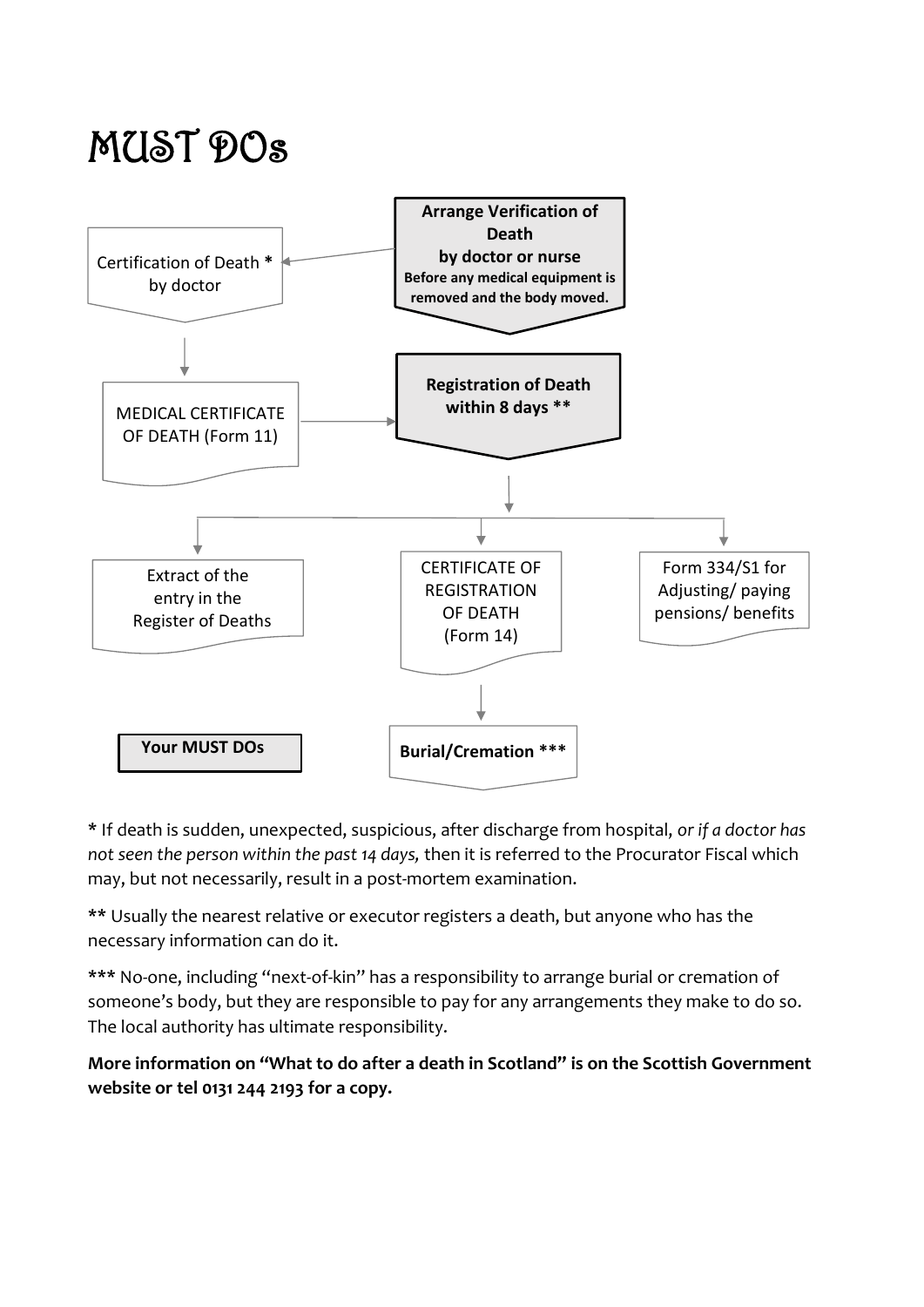# MUST DOs

**Arrange Verification of Death by doctor or nurse**
**Before any medical equipment is removed and the body moved.**

Certification of Death * by doctor

MEDICAL CERTIFICATE OF DEATH (Form 11)

**Registration of Death within 8 days ****

Extract of the entry in the Register of Deaths

CERTIFICATE OF REGISTRATION OF DEATH (Form 14)

Form 334/S1 for Adjusting/ paying pensions/ benefits

**Burial/Cremation *****

**Your MUST DOs**

**\*** If death is sudden, unexpected, suspicious, after discharge from hospital, *or if a doctor has not seen the person within the past 14 days,* then it is referred to the Procurator Fiscal which may, but not necessarily, result in a post-mortem examination.

**\*\*** Usually the nearest relative or executor registers a death, but anyone who has the necessary information can do it.

**\*\*\*** No-one, including "next-of-kin" has a responsibility to arrange burial or cremation of someone's body, but they are responsible to pay for any arrangements they make to do so. The local authority has ultimate responsibility.

**More information on "What to do after a death in Scotland" is on the Scottish Government website or tel 0131 244 2193 for a copy.**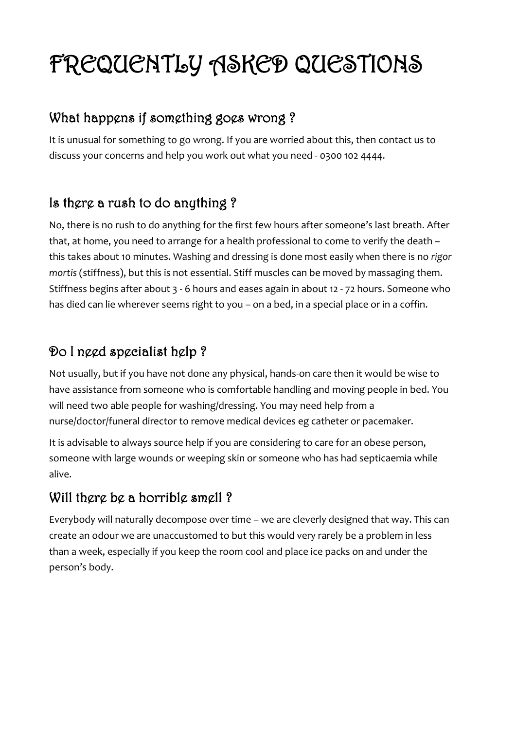# FREQUENTLY ASKED QUESTIONS

## What happens if something goes wrong ?

It is unusual for something to go wrong. If you are worried about this, then contact us to discuss your concerns and help you work out what you need - 0300 102 4444.

## Is there a rush to do anything ?

No, there is no rush to do anything for the first few hours after someone's last breath. After that, at home, you need to arrange for a health professional to come to verify the death – this takes about 10 minutes. Washing and dressing is done most easily when there is no *rigor mortis* (stiffness), but this is not essential. Stiff muscles can be moved by massaging them. Stiffness begins after about 3 - 6 hours and eases again in about 12 - 72 hours. Someone who has died can lie wherever seems right to you – on a bed, in a special place or in a coffin.

## Do I need specialist help ?

Not usually, but if you have not done any physical, hands-on care then it would be wise to have assistance from someone who is comfortable handling and moving people in bed. You will need two able people for washing/dressing. You may need help from a nurse/doctor/funeral director to remove medical devices eg catheter or pacemaker.

It is advisable to always source help if you are considering to care for an obese person, someone with large wounds or weeping skin or someone who has had septicaemia while alive.

## Will there be a horrible smell ?

Everybody will naturally decompose over time – we are cleverly designed that way. This can create an odour we are unaccustomed to but this would very rarely be a problem in less than a week, especially if you keep the room cool and place ice packs on and under the person's body.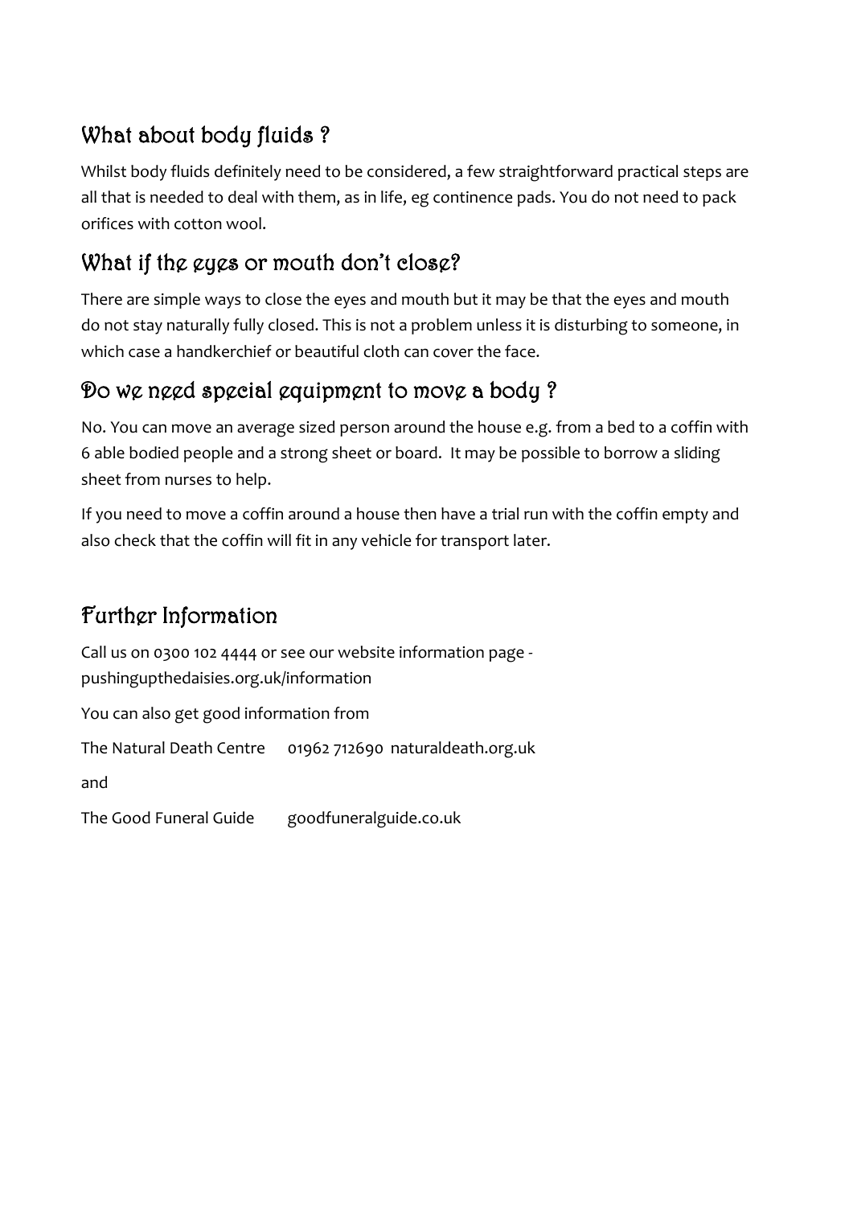## What about body fluids ?

Whilst body fluids definitely need to be considered, a few straightforward practical steps are all that is needed to deal with them, as in life, eg continence pads. You do not need to pack orifices with cotton wool.

## What if the eyes or mouth don't close?

There are simple ways to close the eyes and mouth but it may be that the eyes and mouth do not stay naturally fully closed. This is not a problem unless it is disturbing to someone, in which case a handkerchief or beautiful cloth can cover the face.

## Do we need special equipment to move a body ?

No. You can move an average sized person around the house e.g. from a bed to a coffin with 6 able bodied people and a strong sheet or board. It may be possible to borrow a sliding sheet from nurses to help.

If you need to move a coffin around a house then have a trial run with the coffin empty and also check that the coffin will fit in any vehicle for transport later.

## Further Information

Call us on 0300 102 4444 or see our website information page - pushingupthedaisies.org.uk/information

You can also get good information from

The Natural Death Centre 01962 712690 naturaldeath.org.uk

and

The Good Funeral Guide goodfuneralguide.co.uk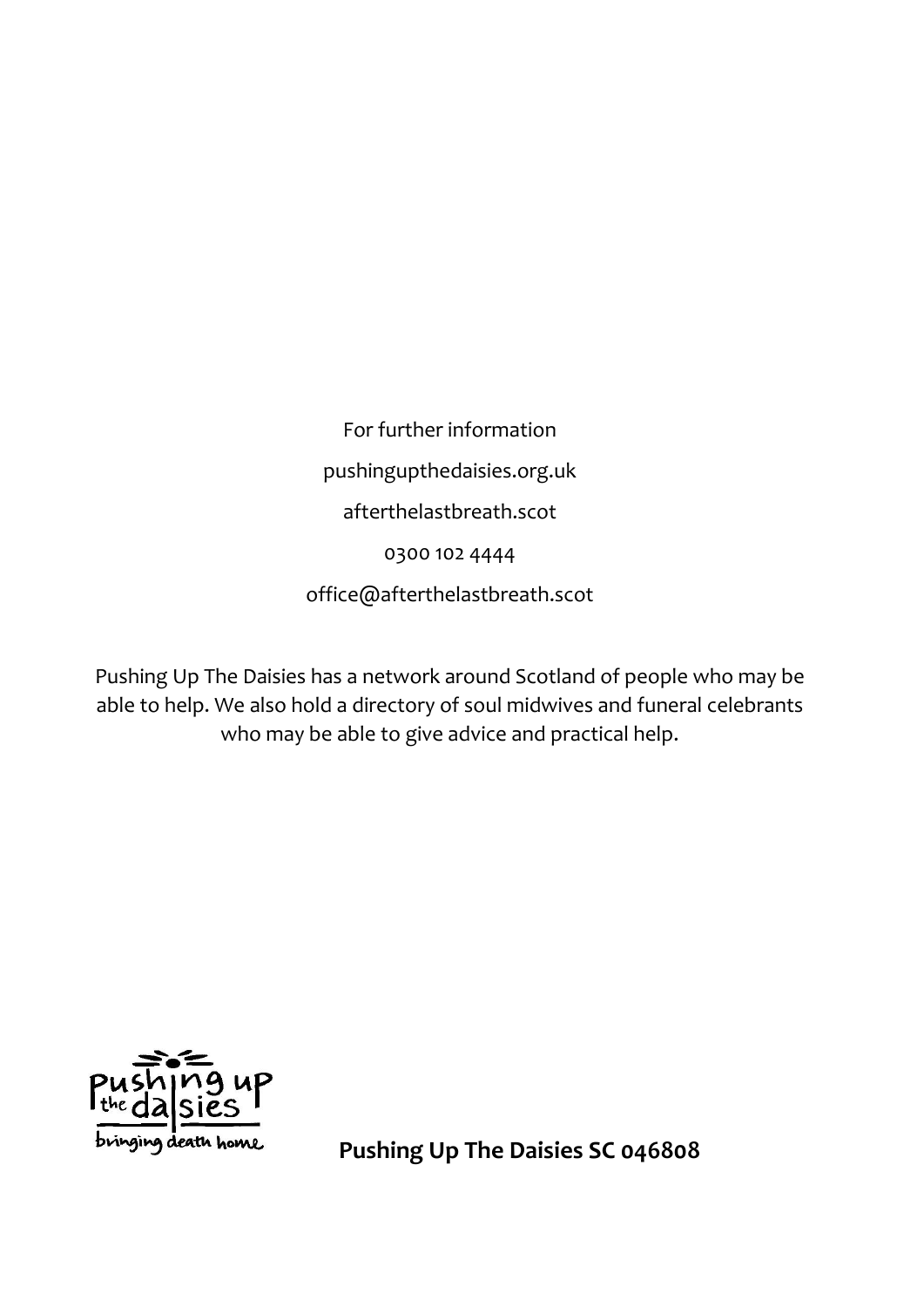For further information

pushingupthedaisies.org.uk

afterthelastbreath.scot

0300 102 4444

office@afterthelastbreath.scot

Pushing Up The Daisies has a network around Scotland of people who may be able to help. We also hold a directory of soul midwives and funeral celebrants who may be able to give advice and practical help.

Pushing up the daisies

bringing death home

**Pushing Up The Daisies SC 046808**